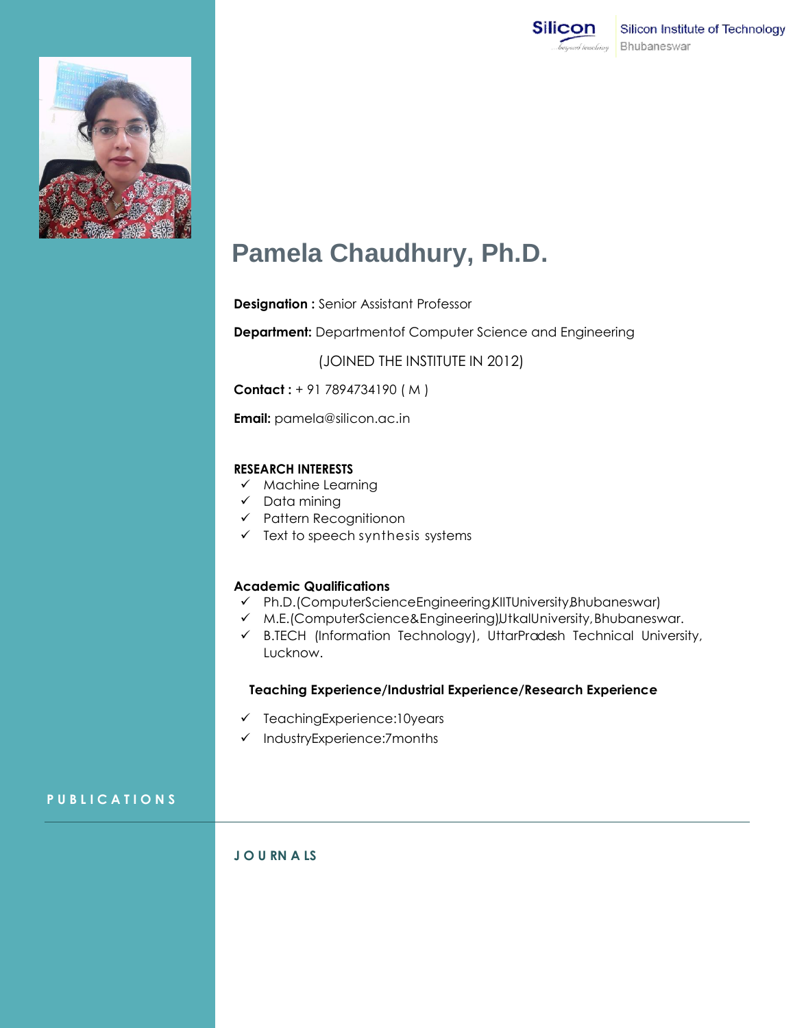Silicon Institute of Technology
Bhubaneswar

# Pamela Chaudhury, Ph.D.

**Designation :** Senior Assistant Professor

**Department:** Departmentof Computer Science and Engineering

(JOINED THE INSTITUTE IN 2012)

**Contact :** + 91 7894734190 ( M )

**Email:** pamela@silicon.ac.in

### RESEARCH INTERESTS

- ✓ Machine Learning
- ✓ Data mining
- ✓ Pattern Recognitionon
- ✓ Text to speech synthesis systems

### Academic Qualifications

- ✓ Ph.D.(ComputerScienceEngineering,KIITUniversity,Bhubaneswar)
- ✓ M.E.(ComputerScience&Engineering),UtkalUniversity, Bhubaneswar.
- ✓ B.TECH (Information Technology), UttarPradesh Technical University, Lucknow.

### Teaching Experience/Industrial Experience/Research Experience

- ✓ TeachingExperience:10years
- ✓ IndustryExperience:7months

## PUBLICATIONS

### JOURNALS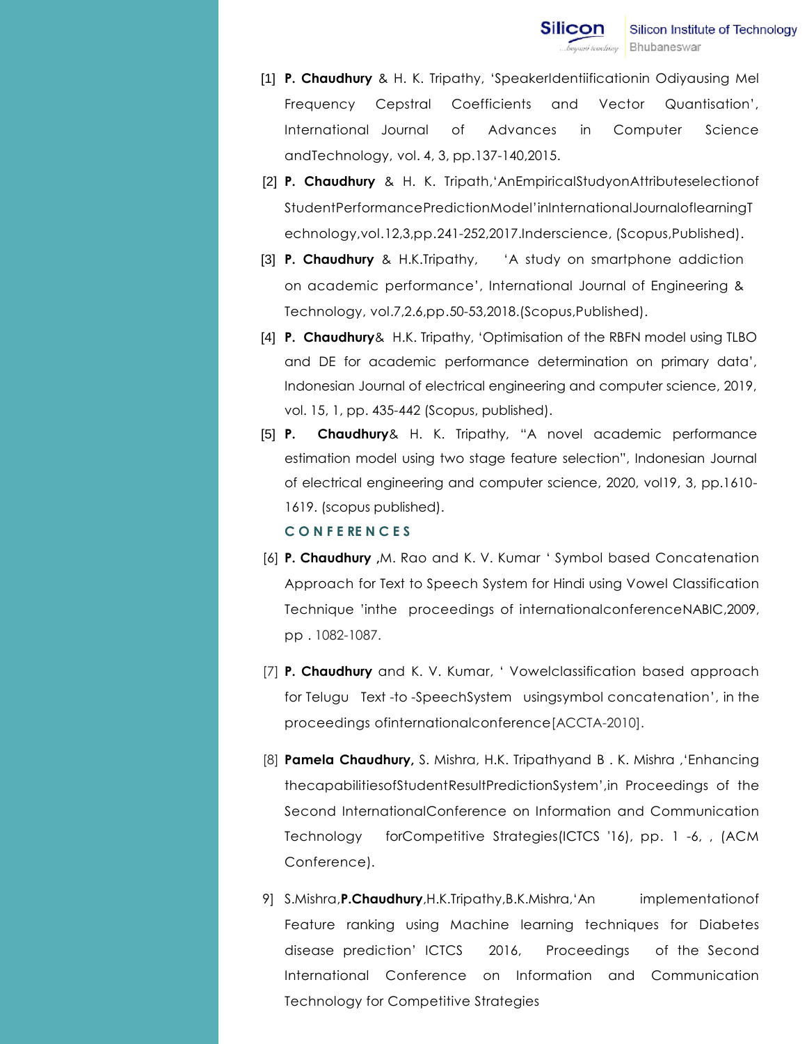[1] **P. Chaudhury** & H. K. Tripathy, 'SpeakerIdentiificationin Odiyausing Mel Frequency Cepstral Coefficients and Vector Quantisation', International Journal of Advances in Computer Science andTechnology, vol. 4, 3, pp.137-140,2015.

[2] **P. Chaudhury** & H. K. Tripath,'AnEmpiricalStudyonAttributeselectionof StudentPerformancePredictionModel'inInternationalJournaloflearningTechnology,vol.12,3,pp.241-252,2017.Inderscience, (Scopus,Published).

[3] **P. Chaudhury** & H.K.Tripathy, 'A study on smartphone addiction on academic performance', International Journal of Engineering & Technology, vol.7,2.6,pp.50-53,2018.(Scopus,Published).

[4] **P. Chaudhury**& H.K. Tripathy, 'Optimisation of the RBFN model using TLBO and DE for academic performance determination on primary data', Indonesian Journal of electrical engineering and computer science, 2019, vol. 15, 1, pp. 435-442 (Scopus, published).

[5] **P. Chaudhury**& H. K. Tripathy, "A novel academic performance estimation model using two stage feature selection", Indonesian Journal of electrical engineering and computer science, 2020, vol19, 3, pp.1610-1619. (scopus published).

## CONFERENCES

[6] **P. Chaudhury ,**M. Rao and K. V. Kumar ' Symbol based Concatenation Approach for Text to Speech System for Hindi using Vowel Classification Technique 'inthe proceedings of internationalconferenceNABIC,2009, pp . 1082-1087.

[7] **P. Chaudhury** and K. V. Kumar, ' Vowelclassification based approach for Telugu Text -to -SpeechSystem usingsymbol concatenation', in the proceedings ofinternationalconference[ACCTA-2010].

[8] **Pamela Chaudhury,** S. Mishra, H.K. Tripathyand B . K. Mishra ,'Enhancing thecapabilitiesofStudentResultPredictionSystem',in Proceedings of the Second InternationalConference on Information and Communication Technology forCompetitive Strategies(ICTCS '16), pp. 1 -6, , (ACM Conference).

9] S.Mishra,**P.Chaudhury**,H.K.Tripathy,B.K.Mishra,'An implementationof Feature ranking using Machine learning techniques for Diabetes disease prediction' ICTCS 2016, Proceedings of the Second International Conference on Information and Communication Technology for Competitive Strategies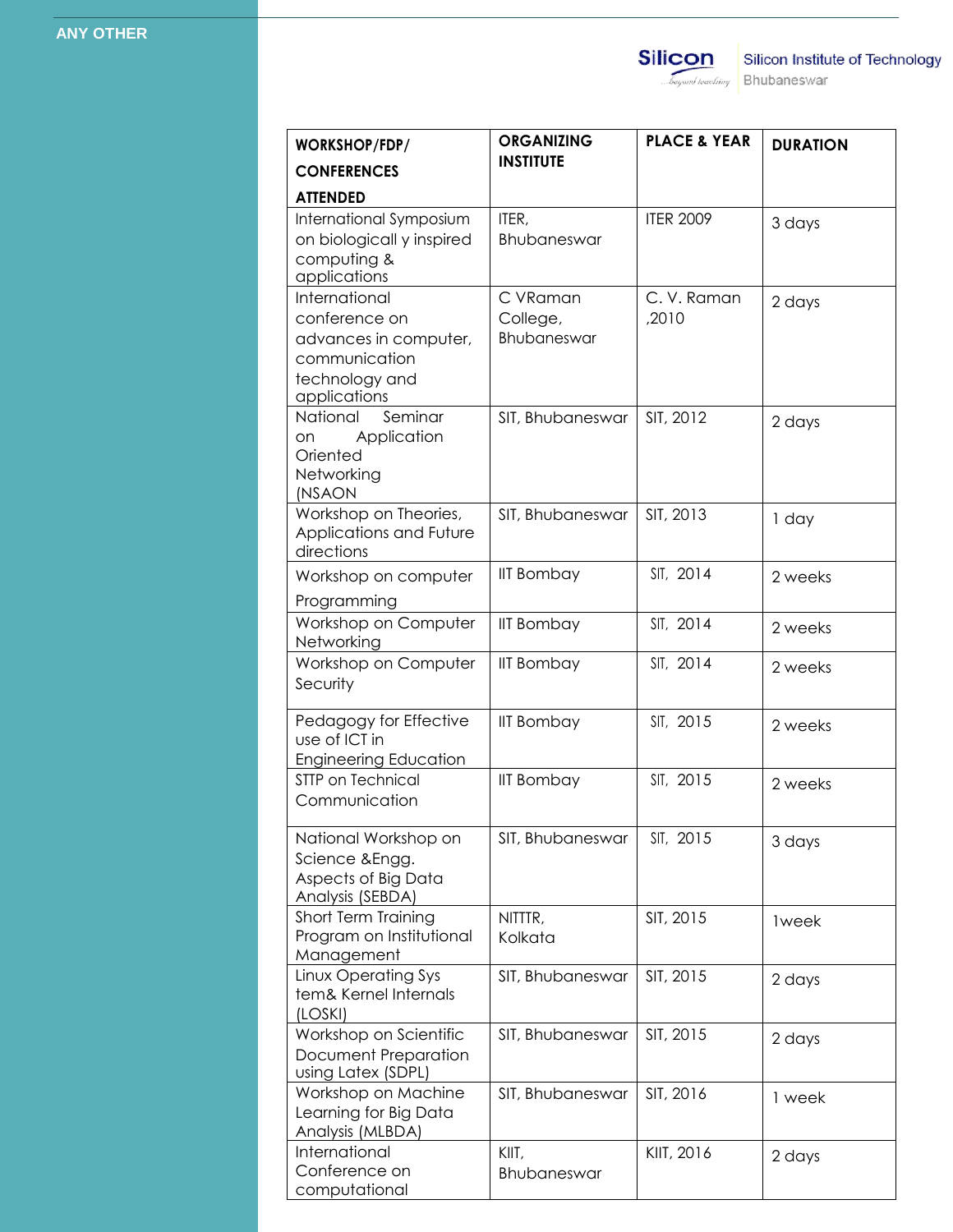**ANY OTHER**

| WORKSHOP/FDP/ CONFERENCES ATTENDED | ORGANIZING INSTITUTE | PLACE & YEAR | DURATION |
|---|---|---|---|
| International Symposium on biologicall y inspired computing & applications | ITER, Bhubaneswar | ITER 2009 | 3 days |
| International conference on advances in computer, communication technology and applications | C VRaman College, Bhubaneswar | C. V. Raman ,2010 | 2 days |
| National Seminar on Application Oriented Networking (NSAON | SIT, Bhubaneswar | SIT, 2012 | 2 days |
| Workshop on Theories, Applications and Future directions | SIT, Bhubaneswar | SIT, 2013 | 1 day |
| Workshop on computer Programming | IIT Bombay | SIT, 2014 | 2 weeks |
| Workshop on Computer Networking | IIT Bombay | SIT, 2014 | 2 weeks |
| Workshop on Computer Security | IIT Bombay | SIT, 2014 | 2 weeks |
| Pedagogy for Effective use of ICT in Engineering Education | IIT Bombay | SIT, 2015 | 2 weeks |
| STTP on Technical Communication | IIT Bombay | SIT, 2015 | 2 weeks |
| National Workshop on Science &Engg. Aspects of Big Data Analysis (SEBDA) | SIT, Bhubaneswar | SIT, 2015 | 3 days |
| Short Term Training Program on Institutional Management | NITTTR, Kolkata | SIT, 2015 | 1week |
| Linux Operating Sys tem& Kernel Internals (LOSKI) | SIT, Bhubaneswar | SIT, 2015 | 2 days |
| Workshop on Scientific Document Preparation using Latex (SDPL) | SIT, Bhubaneswar | SIT, 2015 | 2 days |
| Workshop on Machine Learning for Big Data Analysis (MLBDA) | SIT, Bhubaneswar | SIT, 2016 | 1 week |
| International Conference on computational | KIIT, Bhubaneswar | KIIT, 2016 | 2 days |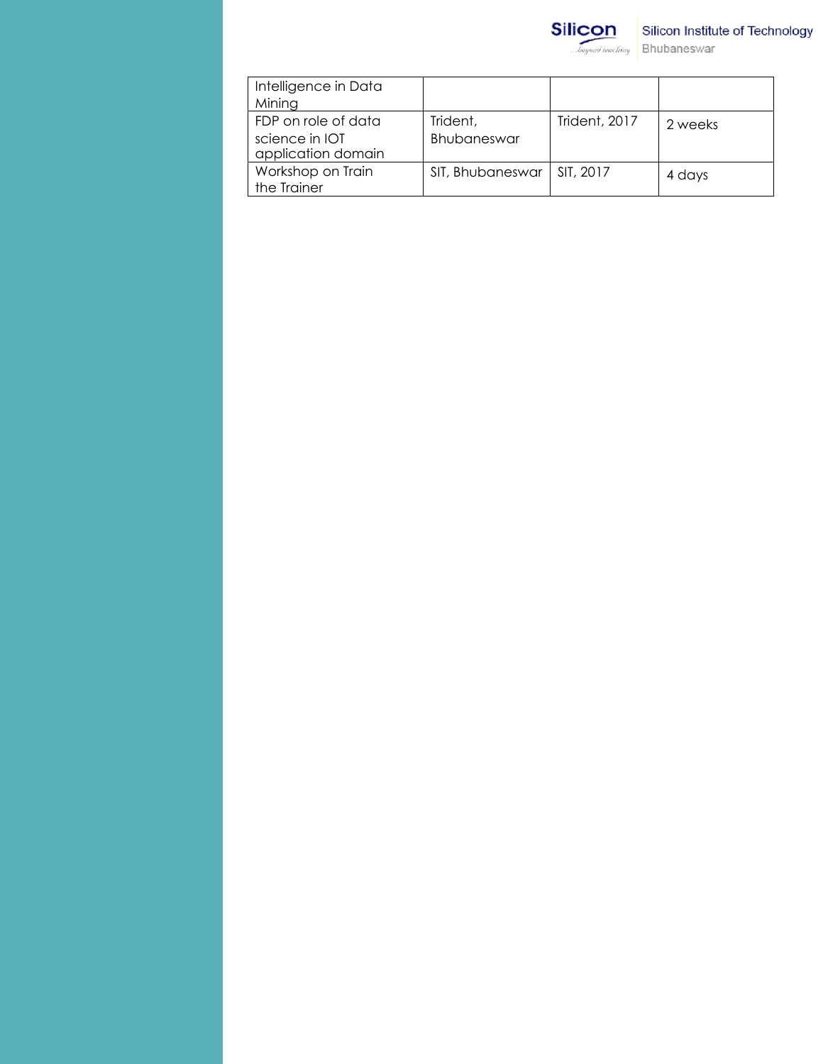| | | | |
|---|---|---|---|
| Intelligence in Data Mining | | | |
| FDP on role of data science in IOT application domain | Trident, Bhubaneswar | Trident, 2017 | 2 weeks |
| Workshop on Train the Trainer | SIT, Bhubaneswar | SIT, 2017 | 4 days |